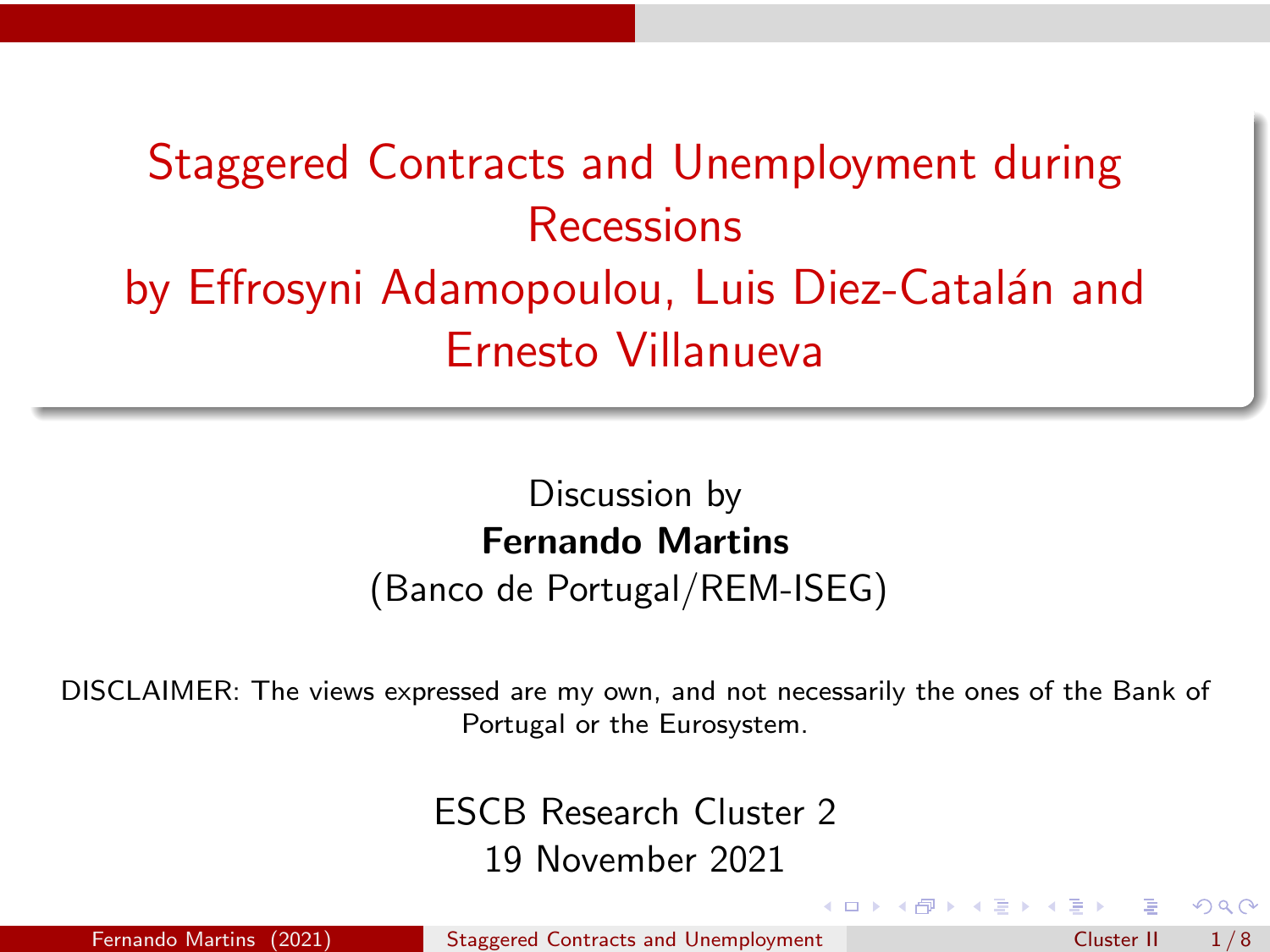# Staggered Contracts and Unemployment during Recessions
# by Effrosyni Adamopoulou, Luis Diez-Catalán and Ernesto Villanueva

Discussion by
**Fernando Martins**
(Banco de Portugal/REM-ISEG)

DISCLAIMER: The views expressed are my own, and not necessarily the ones of the Bank of Portugal or the Eurosystem.

ESCB Research Cluster 2
19 November 2021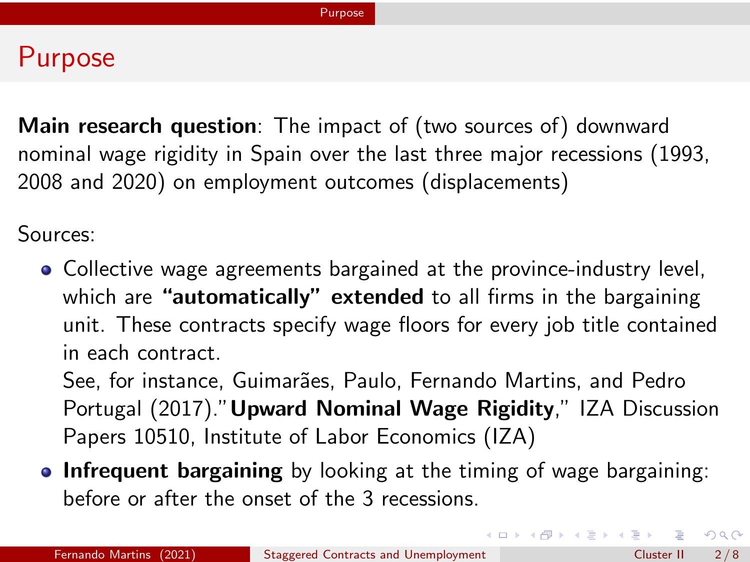# Purpose

**Main research question**: The impact of (two sources of) downward nominal wage rigidity in Spain over the last three major recessions (1993, 2008 and 2020) on employment outcomes (displacements)

Sources:

- Collective wage agreements bargained at the province-industry level, which are **"automatically" extended** to all firms in the bargaining unit. These contracts specify wage floors for every job title contained in each contract.
  See, for instance, Guimarães, Paulo, Fernando Martins, and Pedro Portugal (2017)."**Upward Nominal Wage Rigidity**," IZA Discussion Papers 10510, Institute of Labor Economics (IZA)
- **Infrequent bargaining** by looking at the timing of wage bargaining: before or after the onset of the 3 recessions.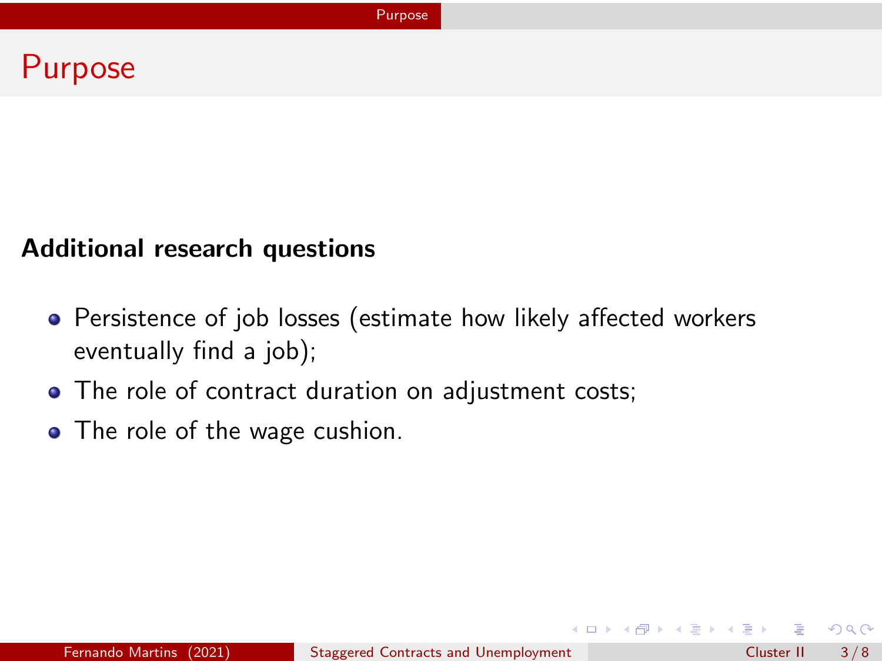# Purpose

**Additional research questions**

- Persistence of job losses (estimate how likely affected workers eventually find a job);
- The role of contract duration on adjustment costs;
- The role of the wage cushion.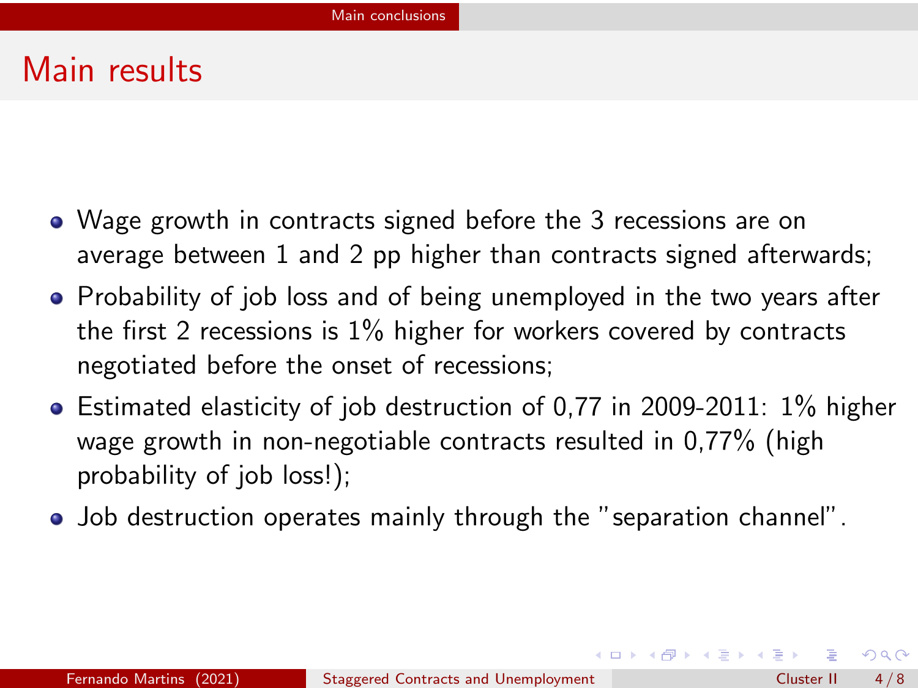# Main results

- Wage growth in contracts signed before the 3 recessions are on average between 1 and 2 pp higher than contracts signed afterwards;
- Probability of job loss and of being unemployed in the two years after the first 2 recessions is 1% higher for workers covered by contracts negotiated before the onset of recessions;
- Estimated elasticity of job destruction of 0,77 in 2009-2011: 1% higher wage growth in non-negotiable contracts resulted in 0,77% (high probability of job loss!);
- Job destruction operates mainly through the "separation channel".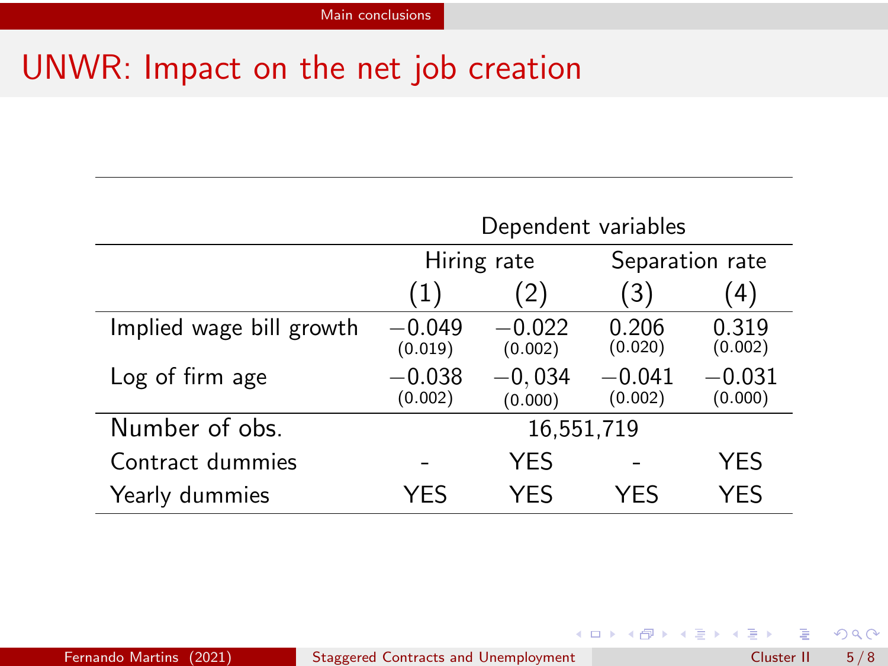## UNWR: Impact on the net job creation

| | Dependent variables | | | |
|---|---|---|---|---|
| | Hiring rate | | Separation rate | |
| | (1) | (2) | (3) | (4) |
| Implied wage bill growth | $-0.049$ | $-0.022$ | 0.206 | 0.319 |
| | (0.019) | (0.002) | (0.020) | (0.002) |
| Log of firm age | $-0.038$ | $-0,034$ | $-0.041$ | $-0.031$ |
| | (0.002) | (0.000) | (0.002) | (0.000) |
| Number of obs. | 16,551,719 | | | |
| Contract dummies | - | YES | - | YES |
| Yearly dummies | YES | YES | YES | YES |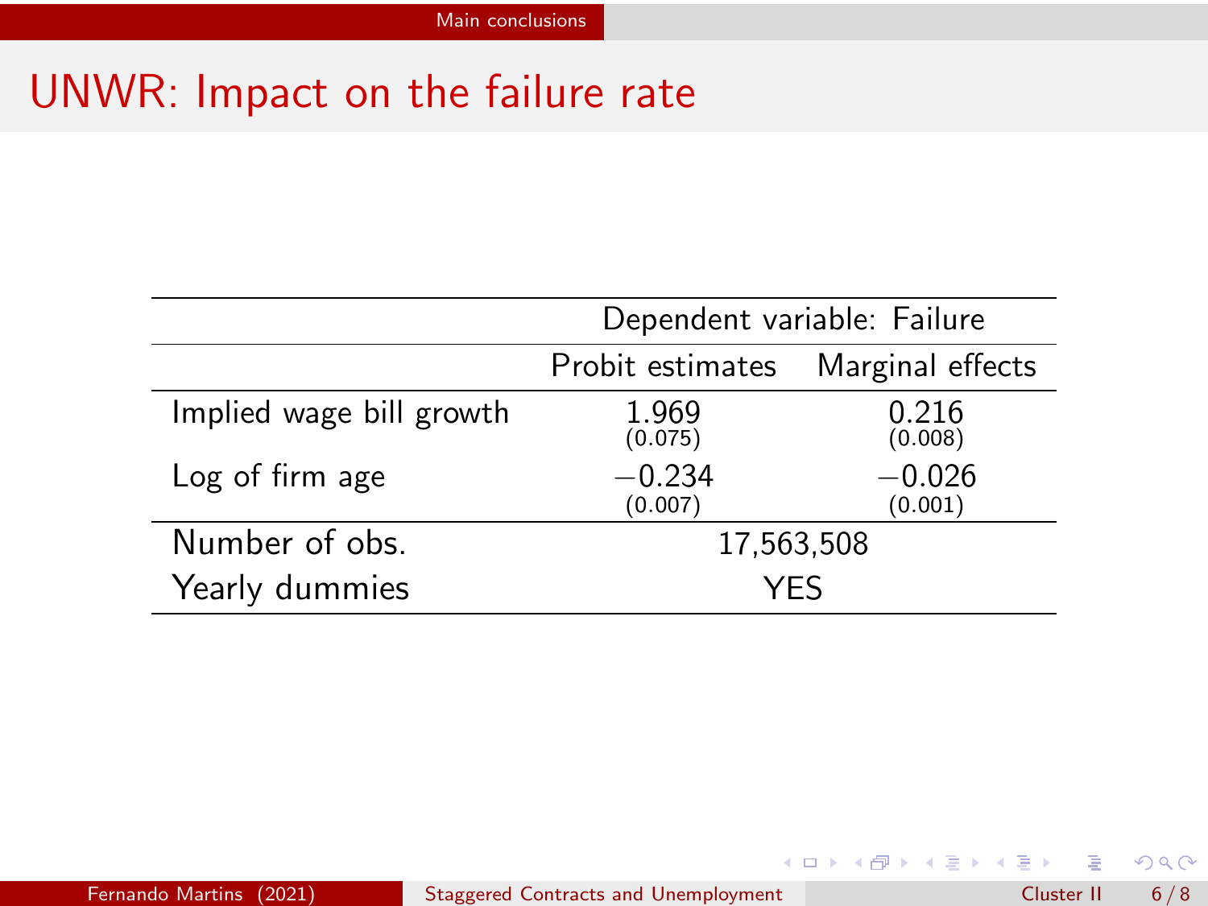# UNWR: Impact on the failure rate

| | Dependent variable: Failure | |
|---|---|---|
| | Probit estimates | Marginal effects |
| Implied wage bill growth | 1.969 (0.075) | 0.216 (0.008) |
| Log of firm age | −0.234 (0.007) | −0.026 (0.001) |
| Number of obs. | 17,563,508 | |
| Yearly dummies | YES | |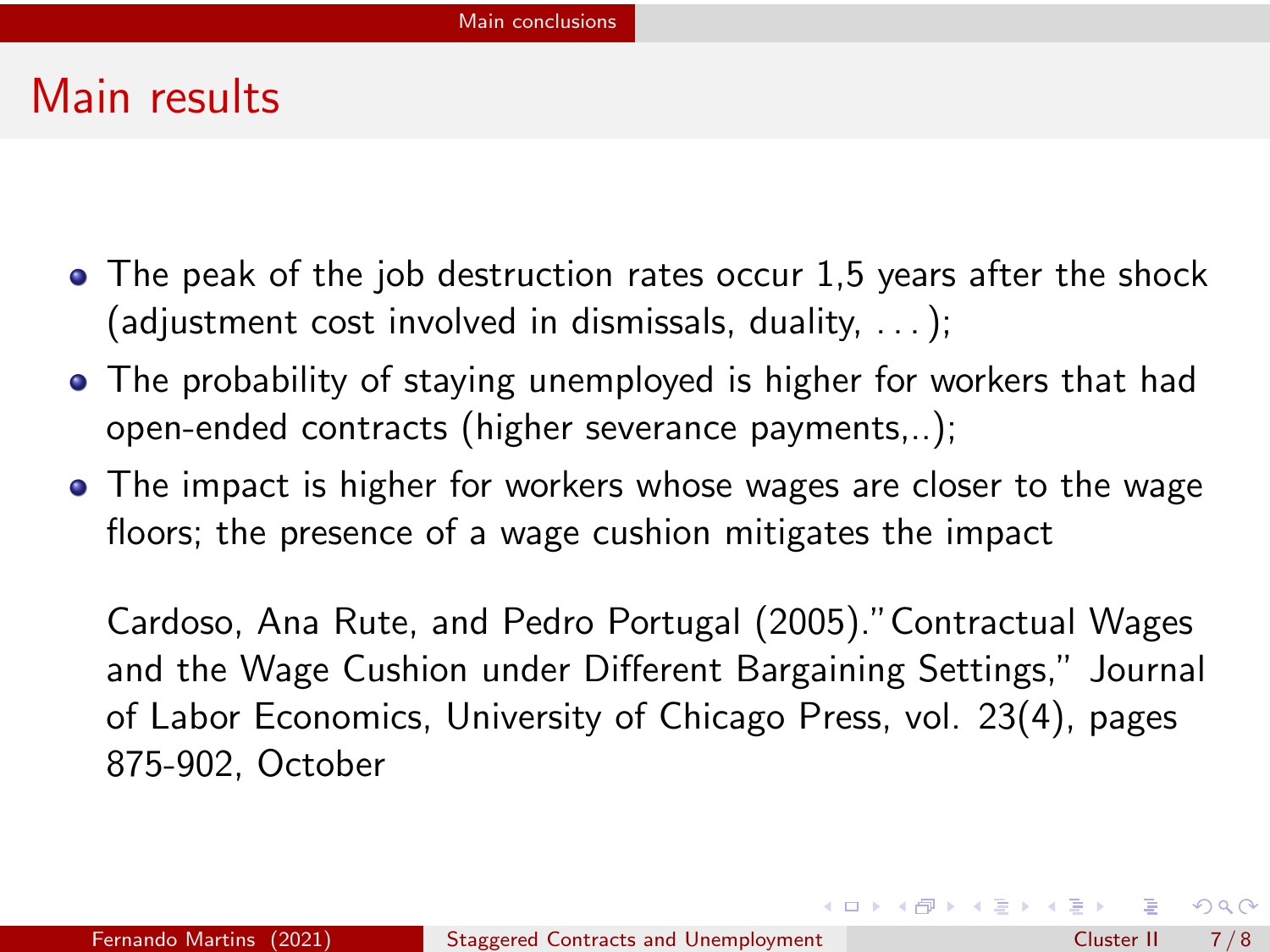## Main results

- The peak of the job destruction rates occur 1,5 years after the shock (adjustment cost involved in dismissals, duality, ...);
- The probability of staying unemployed is higher for workers that had open-ended contracts (higher severance payments,..);
- The impact is higher for workers whose wages are closer to the wage floors; the presence of a wage cushion mitigates the impact

  Cardoso, Ana Rute, and Pedro Portugal (2005)."Contractual Wages and the Wage Cushion under Different Bargaining Settings," Journal of Labor Economics, University of Chicago Press, vol. 23(4), pages 875-902, October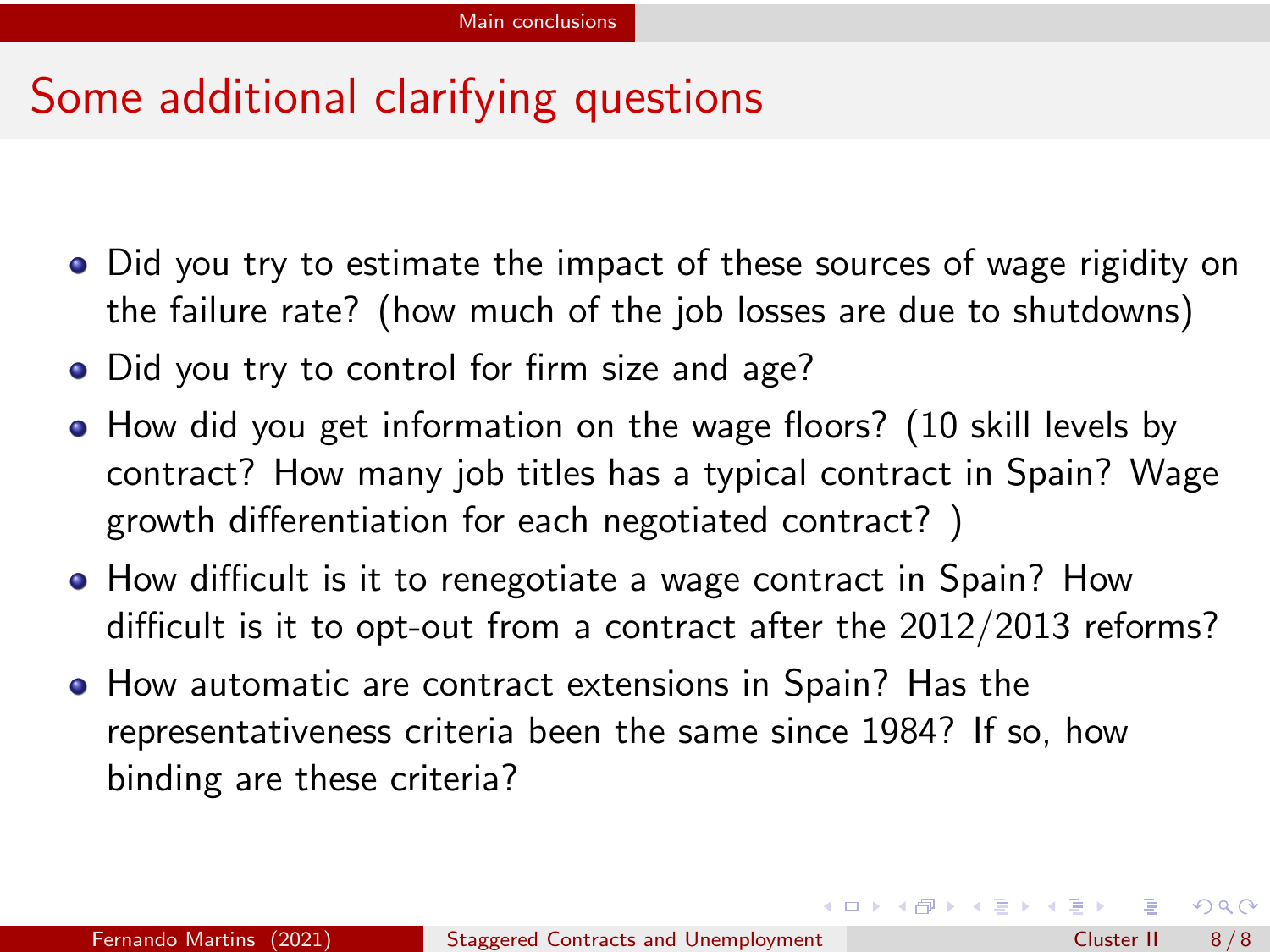# Some additional clarifying questions

- Did you try to estimate the impact of these sources of wage rigidity on the failure rate? (how much of the job losses are due to shutdowns)
- Did you try to control for firm size and age?
- How did you get information on the wage floors? (10 skill levels by contract? How many job titles has a typical contract in Spain? Wage growth differentiation for each negotiated contract? )
- How difficult is it to renegotiate a wage contract in Spain? How difficult is it to opt-out from a contract after the 2012/2013 reforms?
- How automatic are contract extensions in Spain? Has the representativeness criteria been the same since 1984? If so, how binding are these criteria?